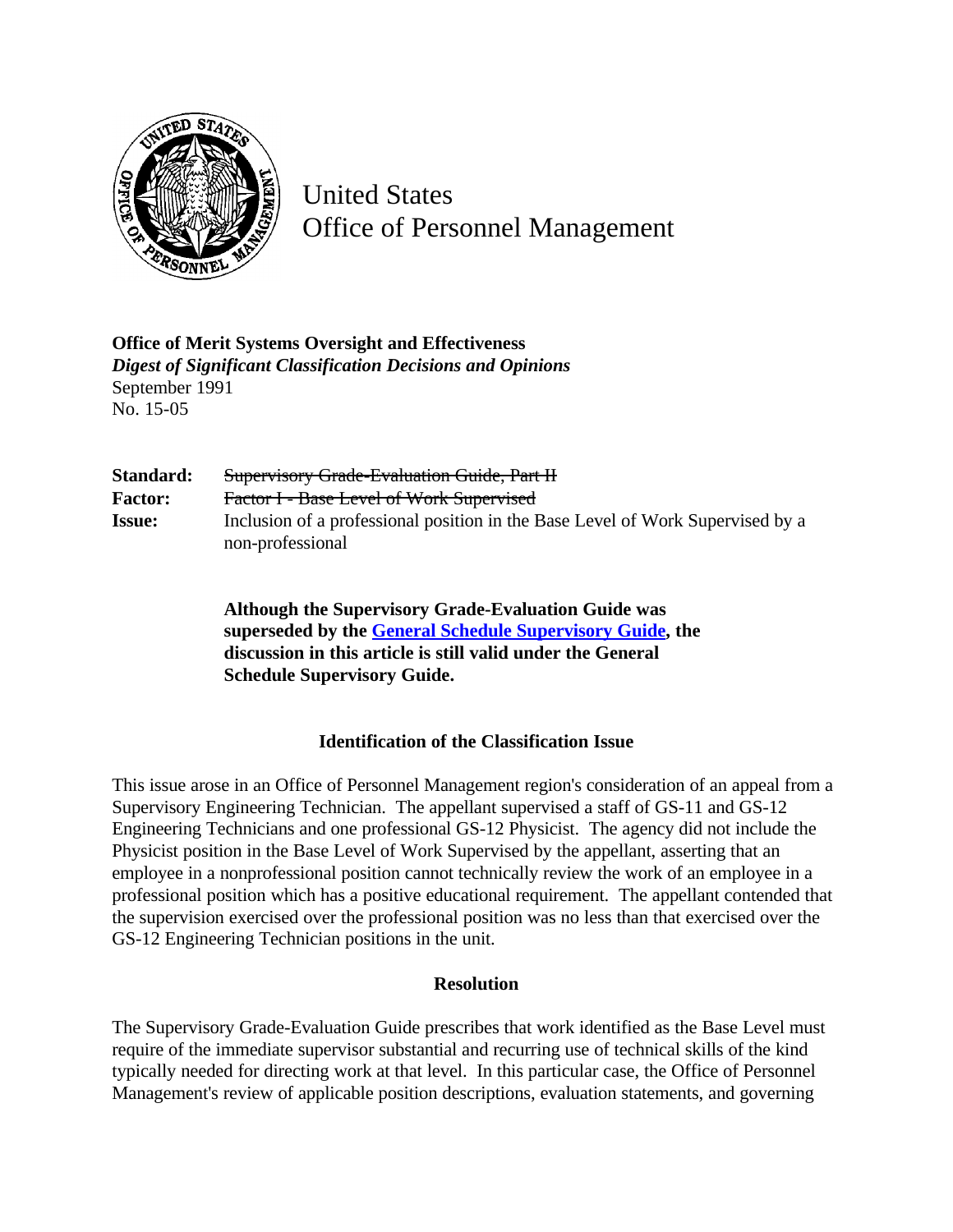# United States Office of Personnel Management

**Office of Merit Systems Oversight and Effectiveness**
***Digest of Significant Classification Decisions and Opinions***
September 1991
No. 15-05

**Standard:** ~~Supervisory Grade-Evaluation Guide, Part II~~
**Factor:** ~~Factor I - Base Level of Work Supervised~~
**Issue:** Inclusion of a professional position in the Base Level of Work Supervised by a non-professional

> **Although the Supervisory Grade-Evaluation Guide was superseded by the General Schedule Supervisory Guide, the discussion in this article is still valid under the General Schedule Supervisory Guide.**

### Identification of the Classification Issue

This issue arose in an Office of Personnel Management region's consideration of an appeal from a Supervisory Engineering Technician. The appellant supervised a staff of GS-11 and GS-12 Engineering Technicians and one professional GS-12 Physicist. The agency did not include the Physicist position in the Base Level of Work Supervised by the appellant, asserting that an employee in a nonprofessional position cannot technically review the work of an employee in a professional position which has a positive educational requirement. The appellant contended that the supervision exercised over the professional position was no less than that exercised over the GS-12 Engineering Technician positions in the unit.

### Resolution

The Supervisory Grade-Evaluation Guide prescribes that work identified as the Base Level must require of the immediate supervisor substantial and recurring use of technical skills of the kind typically needed for directing work at that level. In this particular case, the Office of Personnel Management's review of applicable position descriptions, evaluation statements, and governing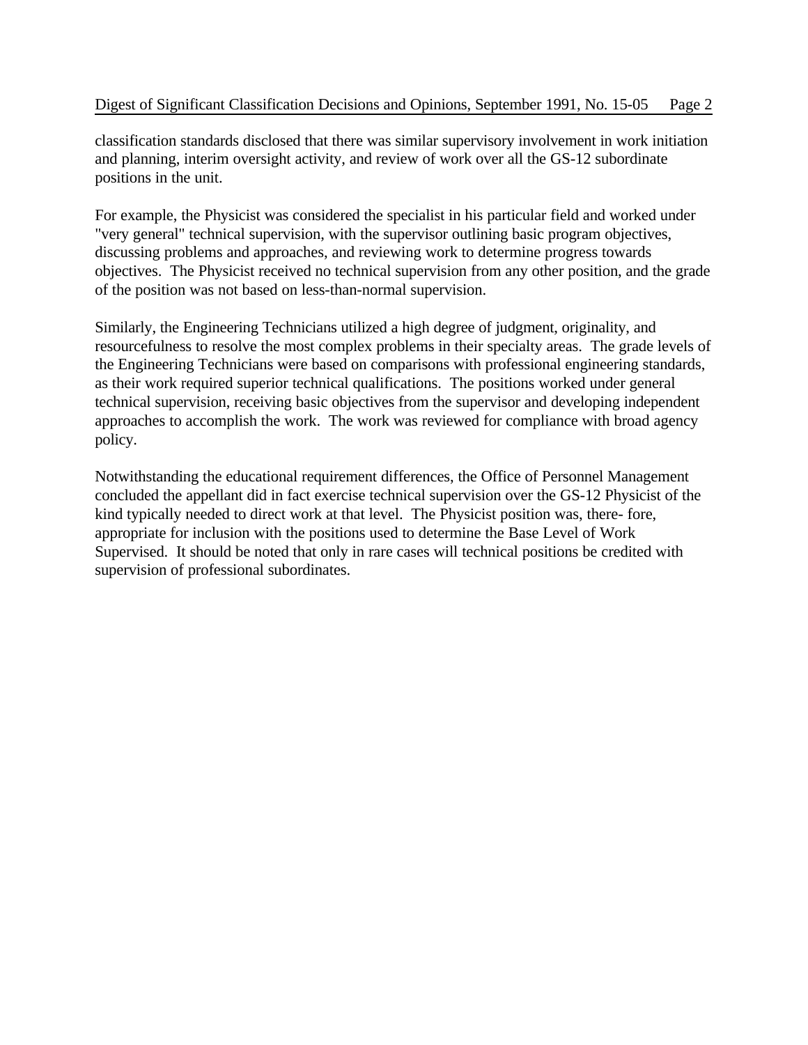classification standards disclosed that there was similar supervisory involvement in work initiation and planning, interim oversight activity, and review of work over all the GS-12 subordinate positions in the unit.

For example, the Physicist was considered the specialist in his particular field and worked under "very general" technical supervision, with the supervisor outlining basic program objectives, discussing problems and approaches, and reviewing work to determine progress towards objectives. The Physicist received no technical supervision from any other position, and the grade of the position was not based on less-than-normal supervision.

Similarly, the Engineering Technicians utilized a high degree of judgment, originality, and resourcefulness to resolve the most complex problems in their specialty areas. The grade levels of the Engineering Technicians were based on comparisons with professional engineering standards, as their work required superior technical qualifications. The positions worked under general technical supervision, receiving basic objectives from the supervisor and developing independent approaches to accomplish the work. The work was reviewed for compliance with broad agency policy.

Notwithstanding the educational requirement differences, the Office of Personnel Management concluded the appellant did in fact exercise technical supervision over the GS-12 Physicist of the kind typically needed to direct work at that level. The Physicist position was, there- fore, appropriate for inclusion with the positions used to determine the Base Level of Work Supervised. It should be noted that only in rare cases will technical positions be credited with supervision of professional subordinates.